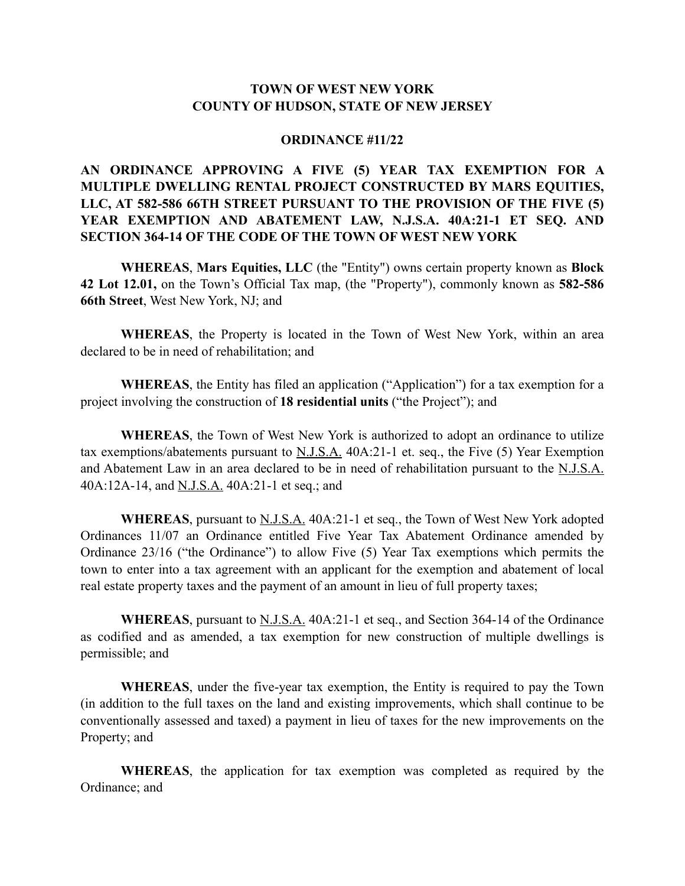# TOWN OF WEST NEW YORK
# COUNTY OF HUDSON, STATE OF NEW JERSEY

## ORDINANCE #11/22

## AN ORDINANCE APPROVING A FIVE (5) YEAR TAX EXEMPTION FOR A MULTIPLE DWELLING RENTAL PROJECT CONSTRUCTED BY MARS EQUITIES, LLC, AT 582-586 66TH STREET PURSUANT TO THE PROVISION OF THE FIVE (5) YEAR EXEMPTION AND ABATEMENT LAW, N.J.S.A. 40A:21-1 ET SEQ. AND SECTION 364-14 OF THE CODE OF THE TOWN OF WEST NEW YORK

**WHEREAS**, **Mars Equities, LLC** (the "Entity") owns certain property known as **Block 42 Lot 12.01,** on the Town's Official Tax map, (the "Property"), commonly known as **582-586 66th Street**, West New York, NJ; and

**WHEREAS**, the Property is located in the Town of West New York, within an area declared to be in need of rehabilitation; and

**WHEREAS**, the Entity has filed an application ("Application") for a tax exemption for a project involving the construction of **18 residential units** ("the Project"); and

**WHEREAS**, the Town of West New York is authorized to adopt an ordinance to utilize tax exemptions/abatements pursuant to N.J.S.A. 40A:21-1 et. seq., the Five (5) Year Exemption and Abatement Law in an area declared to be in need of rehabilitation pursuant to the N.J.S.A. 40A:12A-14, and N.J.S.A. 40A:21-1 et seq.; and

**WHEREAS**, pursuant to N.J.S.A. 40A:21-1 et seq., the Town of West New York adopted Ordinances 11/07 an Ordinance entitled Five Year Tax Abatement Ordinance amended by Ordinance 23/16 ("the Ordinance") to allow Five (5) Year Tax exemptions which permits the town to enter into a tax agreement with an applicant for the exemption and abatement of local real estate property taxes and the payment of an amount in lieu of full property taxes;

**WHEREAS**, pursuant to N.J.S.A. 40A:21-1 et seq., and Section 364-14 of the Ordinance as codified and as amended, a tax exemption for new construction of multiple dwellings is permissible; and

**WHEREAS**, under the five-year tax exemption, the Entity is required to pay the Town (in addition to the full taxes on the land and existing improvements, which shall continue to be conventionally assessed and taxed) a payment in lieu of taxes for the new improvements on the Property; and

**WHEREAS**, the application for tax exemption was completed as required by the Ordinance; and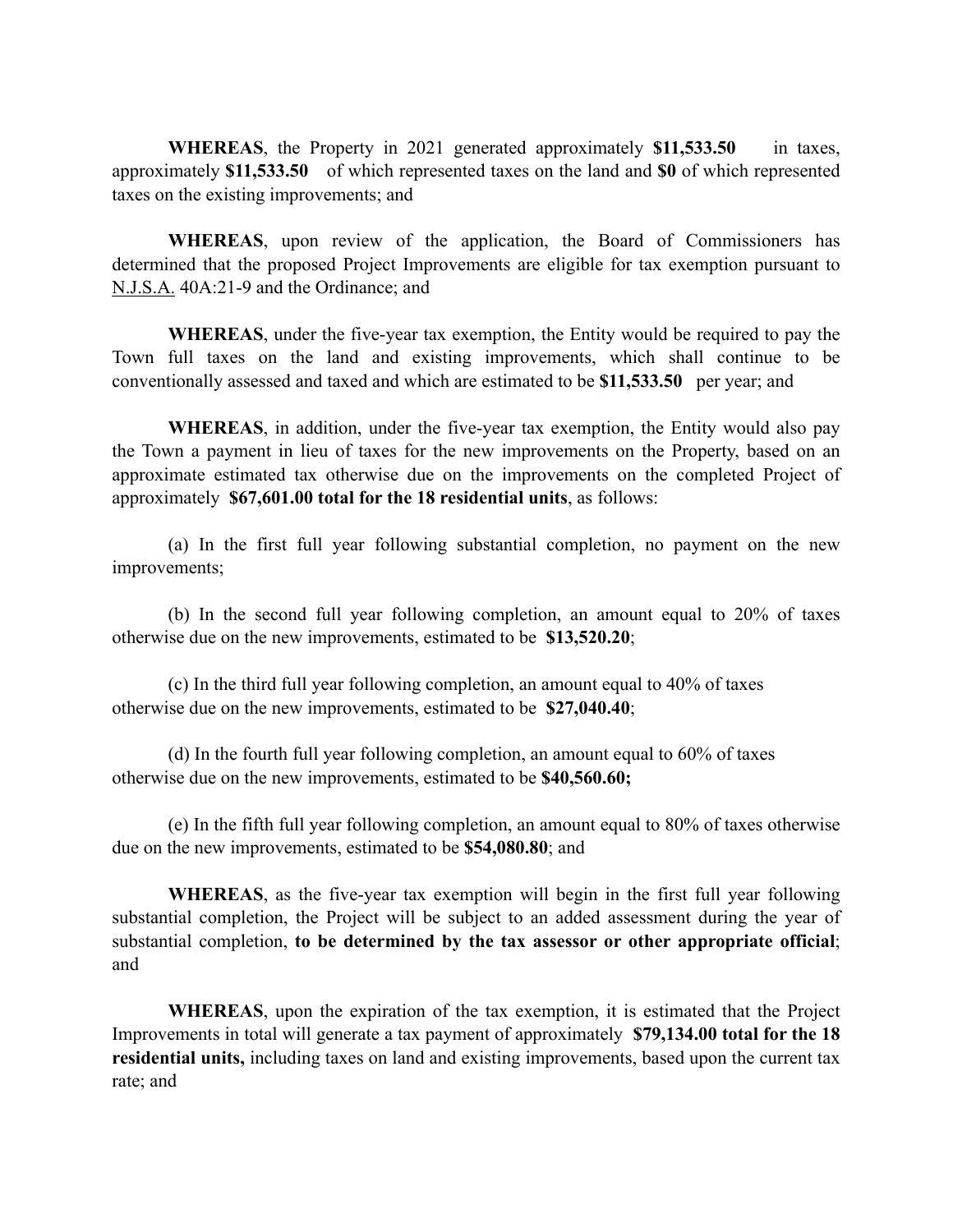**WHEREAS**, the Property in 2021 generated approximately **$11,533.50** in taxes, approximately **$11,533.50** of which represented taxes on the land and **$0** of which represented taxes on the existing improvements; and

**WHEREAS**, upon review of the application, the Board of Commissioners has determined that the proposed Project Improvements are eligible for tax exemption pursuant to N.J.S.A. 40A:21-9 and the Ordinance; and

**WHEREAS**, under the five-year tax exemption, the Entity would be required to pay the Town full taxes on the land and existing improvements, which shall continue to be conventionally assessed and taxed and which are estimated to be **$11,533.50** per year; and

**WHEREAS**, in addition, under the five-year tax exemption, the Entity would also pay the Town a payment in lieu of taxes for the new improvements on the Property, based on an approximate estimated tax otherwise due on the improvements on the completed Project of approximately **$67,601.00 total for the 18 residential units**, as follows:

(a) In the first full year following substantial completion, no payment on the new improvements;

(b) In the second full year following completion, an amount equal to 20% of taxes otherwise due on the new improvements, estimated to be **$13,520.20**;

(c) In the third full year following completion, an amount equal to 40% of taxes otherwise due on the new improvements, estimated to be **$27,040.40**;

(d) In the fourth full year following completion, an amount equal to 60% of taxes otherwise due on the new improvements, estimated to be **$40,560.60;**

(e) In the fifth full year following completion, an amount equal to 80% of taxes otherwise due on the new improvements, estimated to be **$54,080.80**; and

**WHEREAS**, as the five-year tax exemption will begin in the first full year following substantial completion, the Project will be subject to an added assessment during the year of substantial completion, **to be determined by the tax assessor or other appropriate official**; and

**WHEREAS**, upon the expiration of the tax exemption, it is estimated that the Project Improvements in total will generate a tax payment of approximately **$79,134.00 total for the 18 residential units,** including taxes on land and existing improvements, based upon the current tax rate; and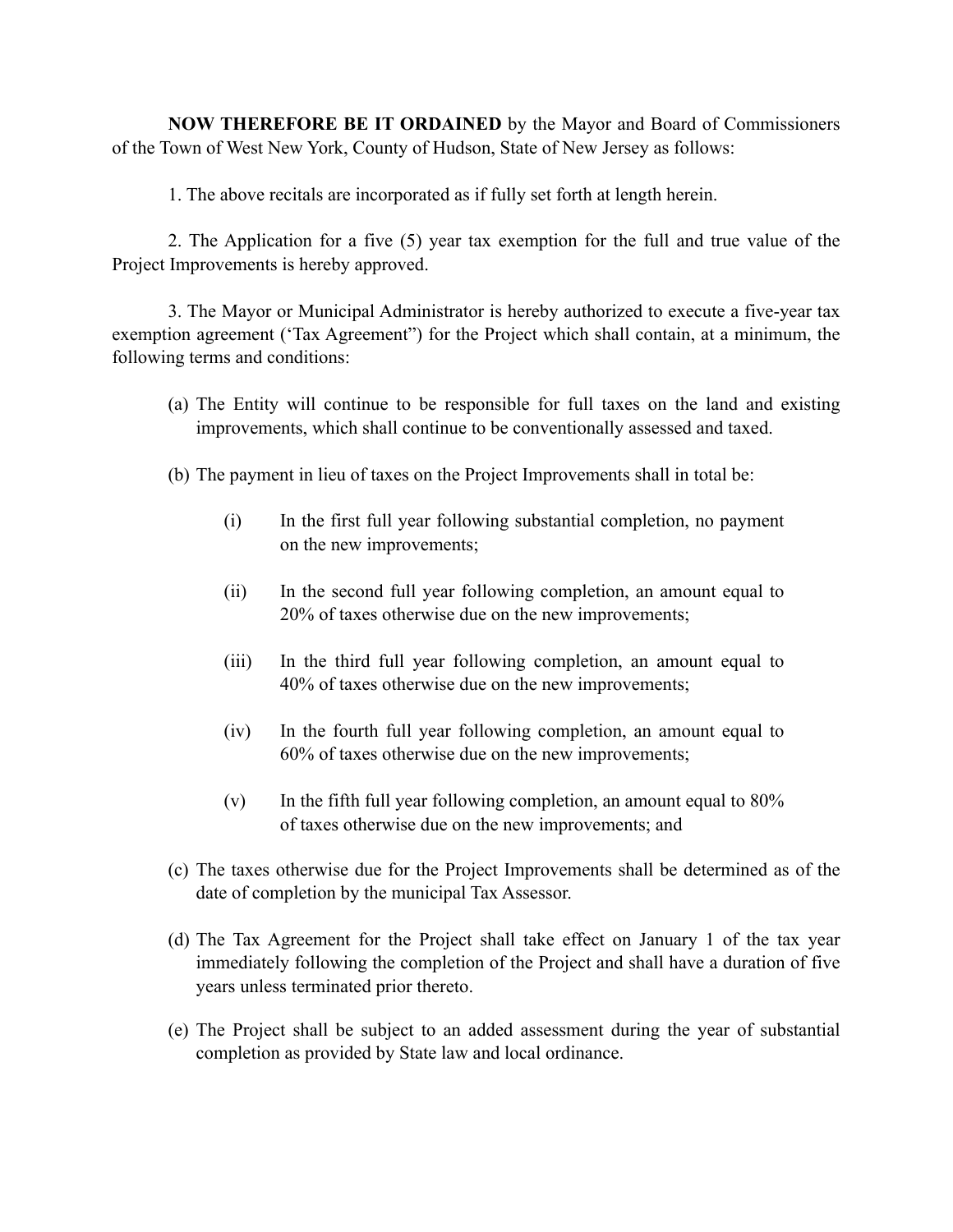**NOW THEREFORE BE IT ORDAINED** by the Mayor and Board of Commissioners of the Town of West New York, County of Hudson, State of New Jersey as follows:

1. The above recitals are incorporated as if fully set forth at length herein.

2. The Application for a five (5) year tax exemption for the full and true value of the Project Improvements is hereby approved.

3. The Mayor or Municipal Administrator is hereby authorized to execute a five-year tax exemption agreement ('Tax Agreement") for the Project which shall contain, at a minimum, the following terms and conditions:

(a) The Entity will continue to be responsible for full taxes on the land and existing improvements, which shall continue to be conventionally assessed and taxed.

(b) The payment in lieu of taxes on the Project Improvements shall in total be:

(i) In the first full year following substantial completion, no payment on the new improvements;

(ii) In the second full year following completion, an amount equal to 20% of taxes otherwise due on the new improvements;

(iii) In the third full year following completion, an amount equal to 40% of taxes otherwise due on the new improvements;

(iv) In the fourth full year following completion, an amount equal to 60% of taxes otherwise due on the new improvements;

(v) In the fifth full year following completion, an amount equal to 80% of taxes otherwise due on the new improvements; and

(c) The taxes otherwise due for the Project Improvements shall be determined as of the date of completion by the municipal Tax Assessor.

(d) The Tax Agreement for the Project shall take effect on January 1 of the tax year immediately following the completion of the Project and shall have a duration of five years unless terminated prior thereto.

(e) The Project shall be subject to an added assessment during the year of substantial completion as provided by State law and local ordinance.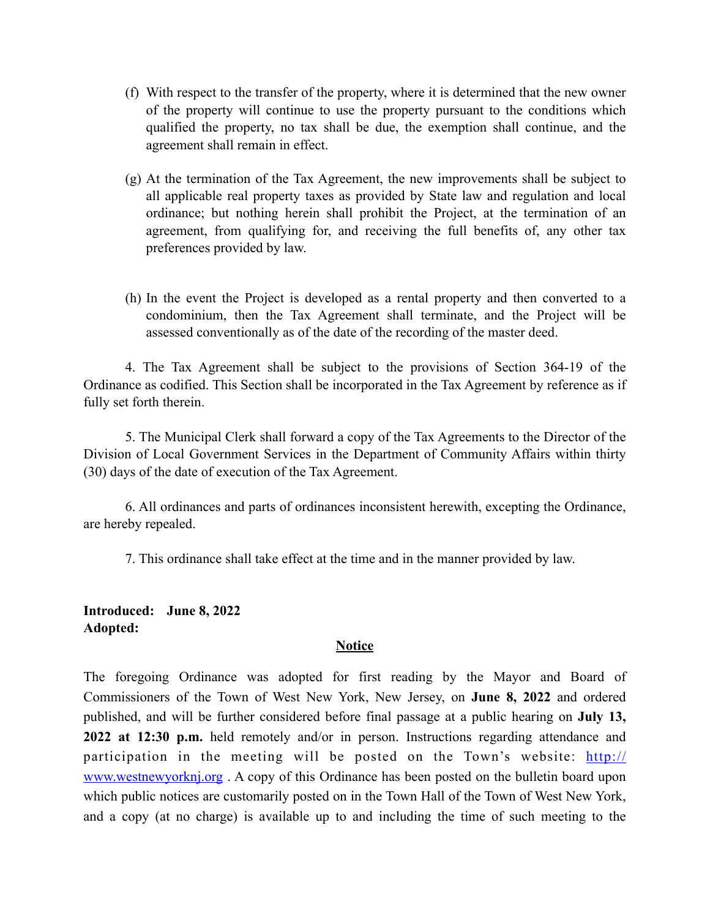(f) With respect to the transfer of the property, where it is determined that the new owner of the property will continue to use the property pursuant to the conditions which qualified the property, no tax shall be due, the exemption shall continue, and the agreement shall remain in effect.

(g) At the termination of the Tax Agreement, the new improvements shall be subject to all applicable real property taxes as provided by State law and regulation and local ordinance; but nothing herein shall prohibit the Project, at the termination of an agreement, from qualifying for, and receiving the full benefits of, any other tax preferences provided by law.

(h) In the event the Project is developed as a rental property and then converted to a condominium, then the Tax Agreement shall terminate, and the Project will be assessed conventionally as of the date of the recording of the master deed.

4. The Tax Agreement shall be subject to the provisions of Section 364-19 of the Ordinance as codified. This Section shall be incorporated in the Tax Agreement by reference as if fully set forth therein.

5. The Municipal Clerk shall forward a copy of the Tax Agreements to the Director of the Division of Local Government Services in the Department of Community Affairs within thirty (30) days of the date of execution of the Tax Agreement.

6. All ordinances and parts of ordinances inconsistent herewith, excepting the Ordinance, are hereby repealed.

7. This ordinance shall take effect at the time and in the manner provided by law.

**Introduced: June 8, 2022**
**Adopted:**

**Notice**

The foregoing Ordinance was adopted for first reading by the Mayor and Board of Commissioners of the Town of West New York, New Jersey, on **June 8, 2022** and ordered published, and will be further considered before final passage at a public hearing on **July 13, 2022 at 12:30 p.m.** held remotely and/or in person. Instructions regarding attendance and participation in the meeting will be posted on the Town's website: http://www.westnewyorknj.org . A copy of this Ordinance has been posted on the bulletin board upon which public notices are customarily posted on in the Town Hall of the Town of West New York, and a copy (at no charge) is available up to and including the time of such meeting to the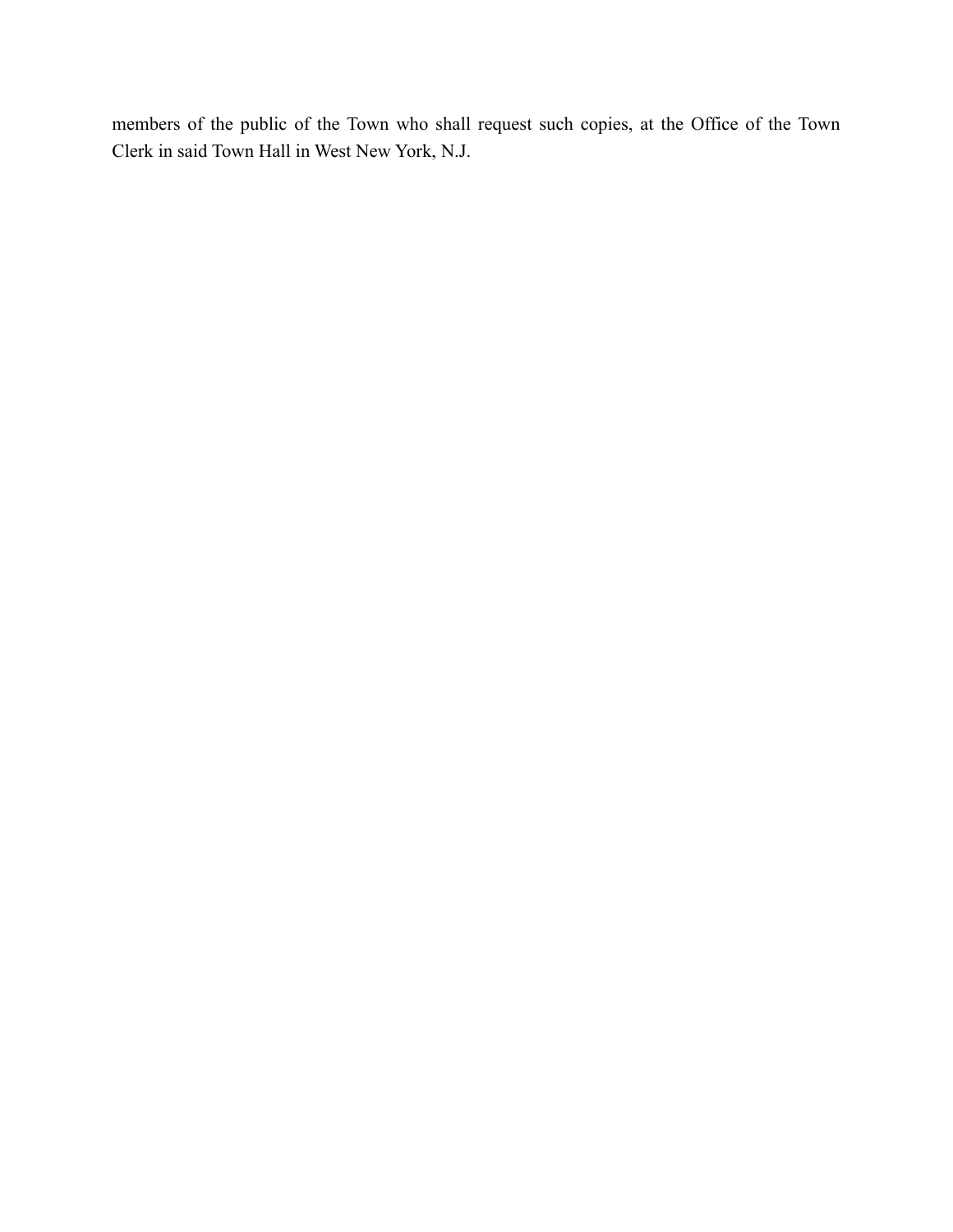members of the public of the Town who shall request such copies, at the Office of the Town Clerk in said Town Hall in West New York, N.J.